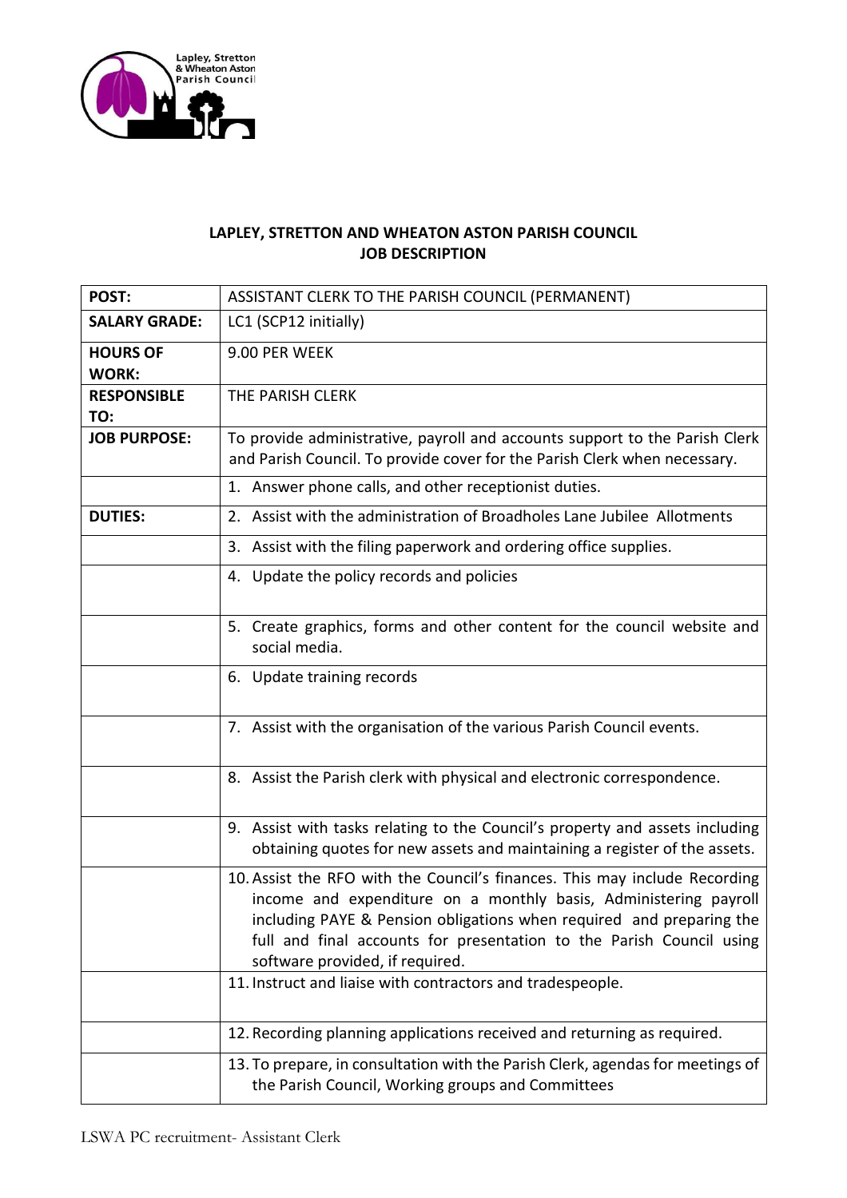## LAPLEY, STRETTON AND WHEATON ASTON PARISH COUNCIL
## JOB DESCRIPTION

| | |
|---|---|
| **POST:** | ASSISTANT CLERK TO THE PARISH COUNCIL (PERMANENT) |
| **SALARY GRADE:** | LC1 (SCP12 initially) |
| **HOURS OF WORK:** | 9.00 PER WEEK |
| **RESPONSIBLE TO:** | THE PARISH CLERK |
| **JOB PURPOSE:** | To provide administrative, payroll and accounts support to the Parish Clerk and Parish Council. To provide cover for the Parish Clerk when necessary. |
| | 1. Answer phone calls, and other receptionist duties. |
| **DUTIES:** | 2. Assist with the administration of Broadholes Lane Jubilee Allotments |
| | 3. Assist with the filing paperwork and ordering office supplies. |
| | 4. Update the policy records and policies |
| | 5. Create graphics, forms and other content for the council website and social media. |
| | 6. Update training records |
| | 7. Assist with the organisation of the various Parish Council events. |
| | 8. Assist the Parish clerk with physical and electronic correspondence. |
| | 9. Assist with tasks relating to the Council's property and assets including obtaining quotes for new assets and maintaining a register of the assets. |
| | 10. Assist the RFO with the Council's finances. This may include Recording income and expenditure on a monthly basis, Administering payroll including PAYE & Pension obligations when required and preparing the full and final accounts for presentation to the Parish Council using software provided, if required. |
| | 11. Instruct and liaise with contractors and tradespeople. |
| | 12. Recording planning applications received and returning as required. |
| | 13. To prepare, in consultation with the Parish Clerk, agendas for meetings of the Parish Council, Working groups and Committees |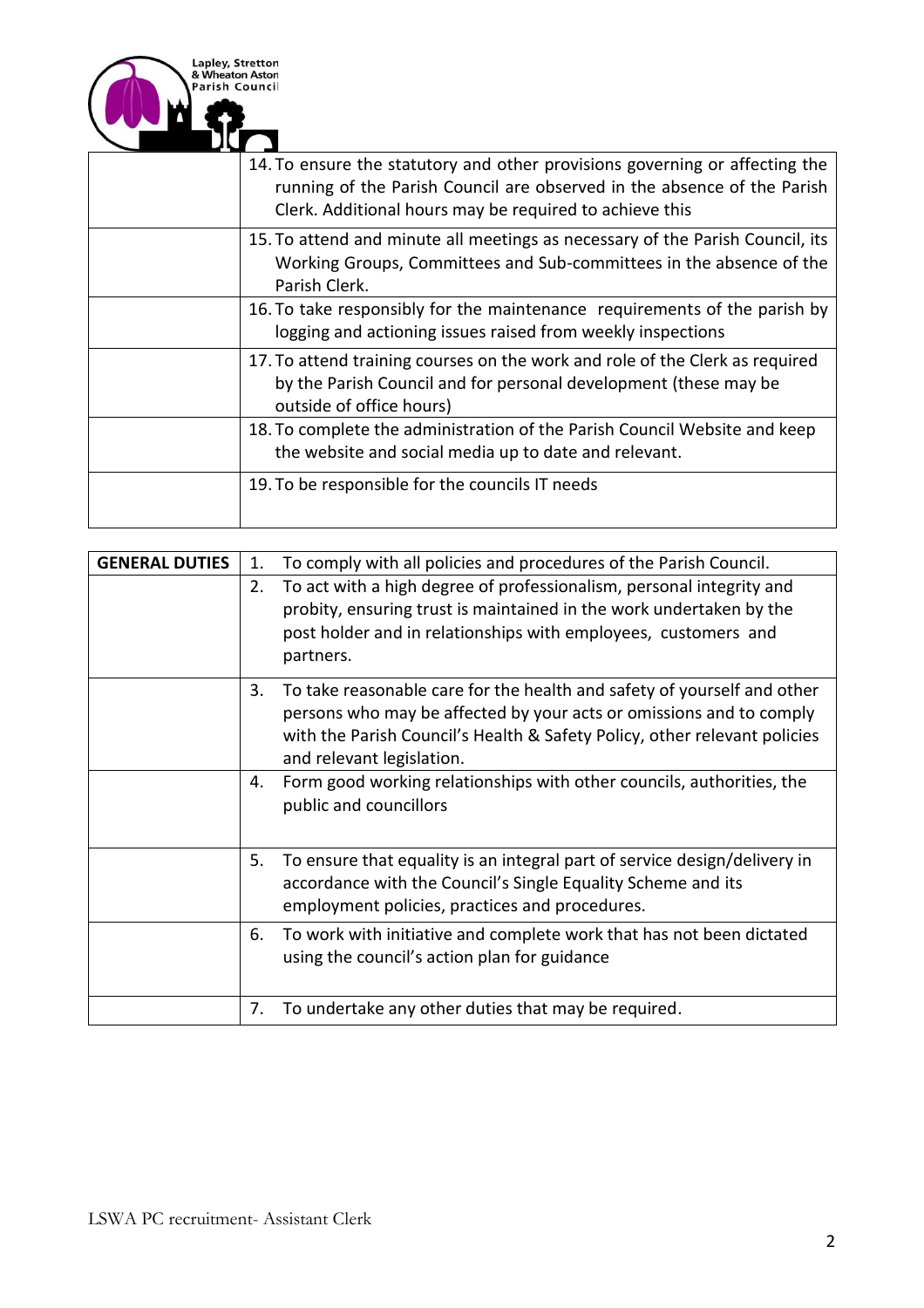| | |
|---|---|
| | 14. To ensure the statutory and other provisions governing or affecting the running of the Parish Council are observed in the absence of the Parish Clerk. Additional hours may be required to achieve this |
| | 15. To attend and minute all meetings as necessary of the Parish Council, its Working Groups, Committees and Sub-committees in the absence of the Parish Clerk. |
| | 16. To take responsibly for the maintenance requirements of the parish by logging and actioning issues raised from weekly inspections |
| | 17. To attend training courses on the work and role of the Clerk as required by the Parish Council and for personal development (these may be outside of office hours) |
| | 18. To complete the administration of the Parish Council Website and keep the website and social media up to date and relevant. |
| | 19. To be responsible for the councils IT needs |

| **GENERAL DUTIES** | 1. To comply with all policies and procedures of the Parish Council. |
|---|---|
| | 2. To act with a high degree of professionalism, personal integrity and probity, ensuring trust is maintained in the work undertaken by the post holder and in relationships with employees, customers and partners. |
| | 3. To take reasonable care for the health and safety of yourself and other persons who may be affected by your acts or omissions and to comply with the Parish Council's Health & Safety Policy, other relevant policies and relevant legislation. |
| | 4. Form good working relationships with other councils, authorities, the public and councillors |
| | 5. To ensure that equality is an integral part of service design/delivery in accordance with the Council's Single Equality Scheme and its employment policies, practices and procedures. |
| | 6. To work with initiative and complete work that has not been dictated using the council's action plan for guidance |
| | 7. To undertake any other duties that may be required. |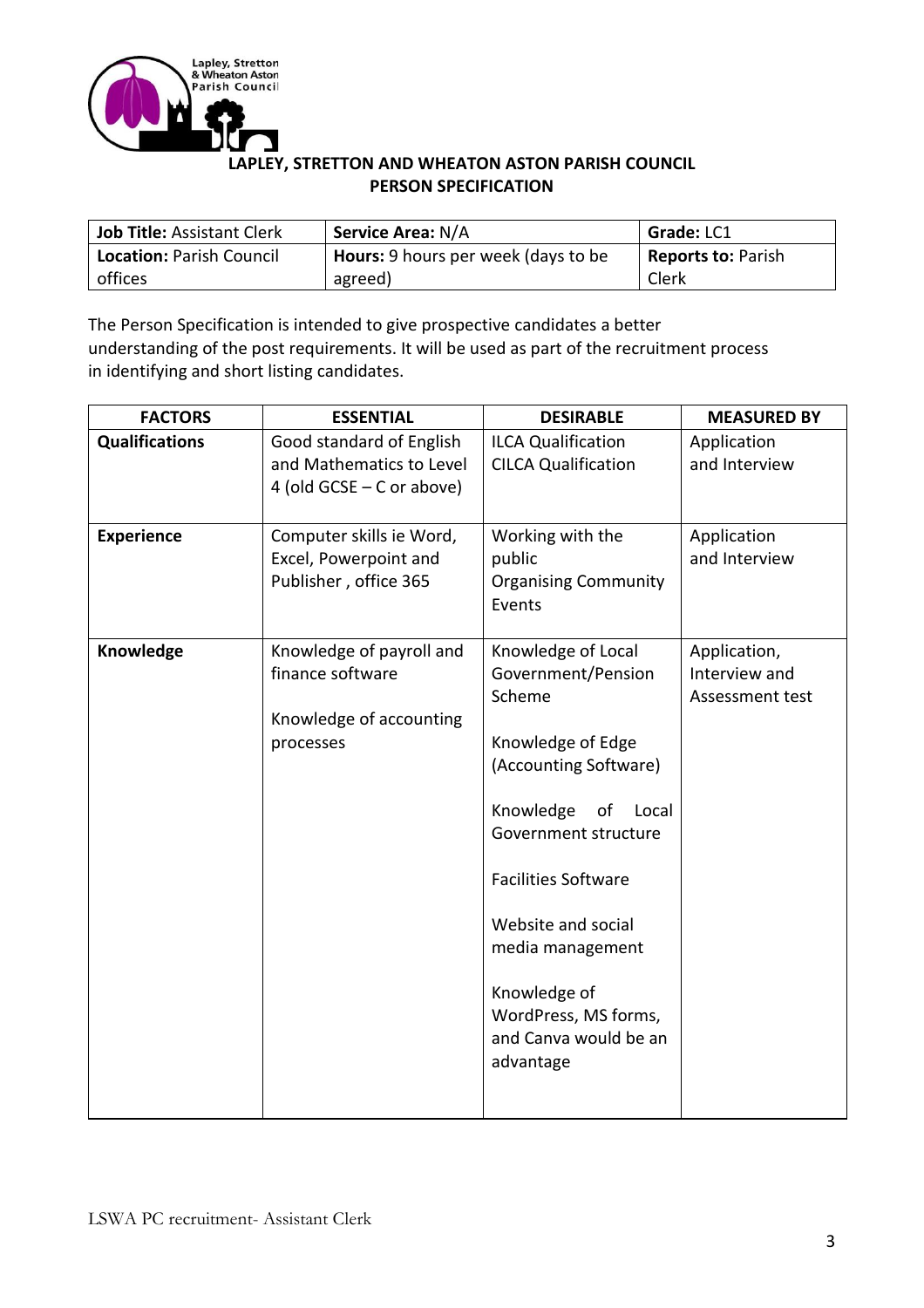**LAPLEY, STRETTON AND WHEATON ASTON PARISH COUNCIL**
**PERSON SPECIFICATION**

| **Job Title:** Assistant Clerk | **Service Area:** N/A | **Grade:** LC1 |
|---|---|---|
| **Location:** Parish Council offices | **Hours:** 9 hours per week (days to be agreed) | **Reports to:** Parish Clerk |

The Person Specification is intended to give prospective candidates a better understanding of the post requirements. It will be used as part of the recruitment process in identifying and short listing candidates.

| FACTORS | ESSENTIAL | DESIRABLE | MEASURED BY |
|---|---|---|---|
| **Qualifications** | Good standard of English and Mathematics to Level 4 (old GCSE – C or above) | ILCA Qualification<br>CILCA Qualification | Application and Interview |
| **Experience** | Computer skills ie Word, Excel, Powerpoint and Publisher , office 365 | Working with the public<br>Organising Community Events | Application and Interview |
| **Knowledge** | Knowledge of payroll and finance software<br><br>Knowledge of accounting processes | Knowledge of Local Government/Pension Scheme<br><br>Knowledge of Edge (Accounting Software)<br><br>Knowledge of Local Government structure<br><br>Facilities Software<br><br>Website and social media management<br><br>Knowledge of WordPress, MS forms, and Canva would be an advantage | Application, Interview and Assessment test |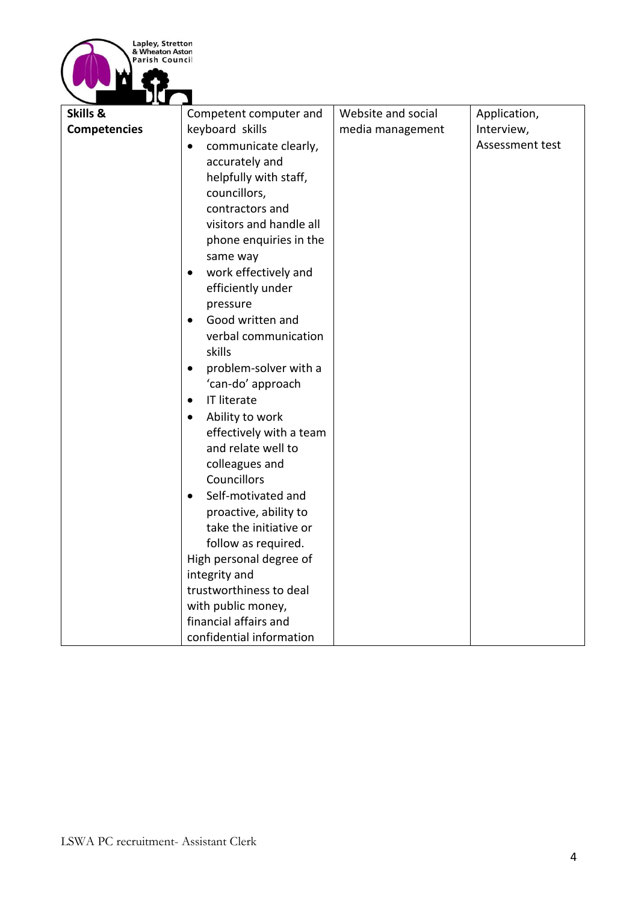| | | | |
|---|---|---|---|
| **Skills & Competencies** | Competent computer and keyboard skills<br>• communicate clearly, accurately and helpfully with staff, councillors, contractors and visitors and handle all phone enquiries in the same way<br>• work effectively and efficiently under pressure<br>• Good written and verbal communication skills<br>• problem-solver with a 'can-do' approach<br>• IT literate<br>• Ability to work effectively with a team and relate well to colleagues and Councillors<br>• Self-motivated and proactive, ability to take the initiative or follow as required.<br>High personal degree of integrity and trustworthiness to deal with public money, financial affairs and confidential information | Website and social media management | Application, Interview, Assessment test |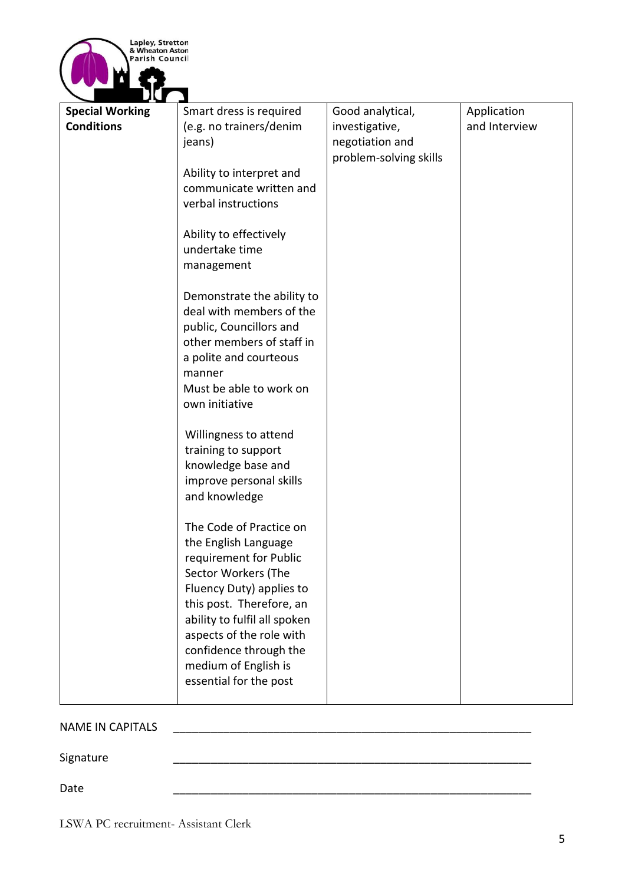| | | | |
|---|---|---|---|
| **Special Working Conditions** | Smart dress is required (e.g. no trainers/denim jeans)<br><br>Ability to interpret and communicate written and verbal instructions<br><br>Ability to effectively undertake time management<br><br>Demonstrate the ability to deal with members of the public, Councillors and other members of staff in a polite and courteous manner<br>Must be able to work on own initiative<br><br>Willingness to attend training to support knowledge base and improve personal skills and knowledge<br><br>The Code of Practice on the English Language requirement for Public Sector Workers (The Fluency Duty) applies to this post. Therefore, an ability to fulfil all spoken aspects of the role with confidence through the medium of English is essential for the post | Good analytical, investigative, negotiation and problem-solving skills | Application and Interview |

NAME IN CAPITALS \_\_\_\_\_\_\_\_\_\_\_\_\_\_\_\_\_\_\_\_\_\_\_\_\_\_\_\_\_\_\_\_\_\_\_\_\_\_\_\_\_\_\_\_\_\_\_\_

Signature \_\_\_\_\_\_\_\_\_\_\_\_\_\_\_\_\_\_\_\_\_\_\_\_\_\_\_\_\_\_\_\_\_\_\_\_\_\_\_\_\_\_\_\_\_\_\_\_

Date \_\_\_\_\_\_\_\_\_\_\_\_\_\_\_\_\_\_\_\_\_\_\_\_\_\_\_\_\_\_\_\_\_\_\_\_\_\_\_\_\_\_\_\_\_\_\_\_